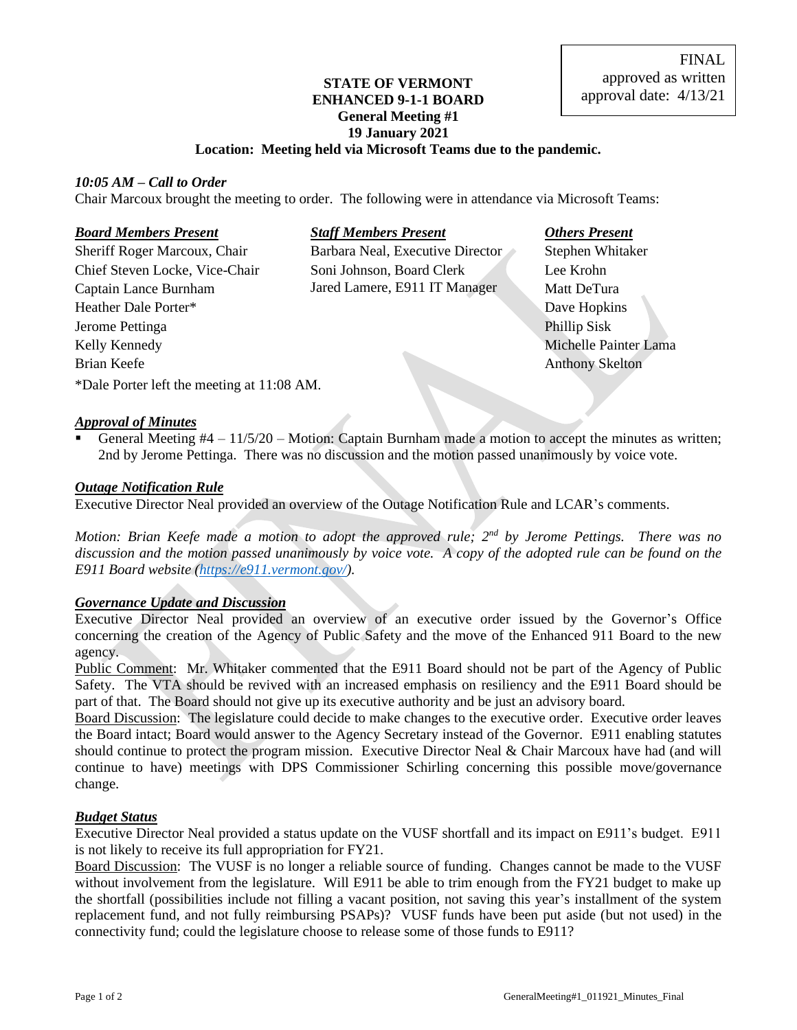FINAL
approved as written
approval date: 4/13/21

**STATE OF VERMONT**
**ENHANCED 9-1-1 BOARD**
**General Meeting #1**
**19 January 2021**
**Location: Meeting held via Microsoft Teams due to the pandemic.**

***10:05 AM – Call to Order***

Chair Marcoux brought the meeting to order. The following were in attendance via Microsoft Teams:

| ***Board Members Present*** | ***Staff Members Present*** | ***Others Present*** |
|---|---|---|
| Sheriff Roger Marcoux, Chair | Barbara Neal, Executive Director | Stephen Whitaker |
| Chief Steven Locke, Vice-Chair | Soni Johnson, Board Clerk | Lee Krohn |
| Captain Lance Burnham | Jared Lamere, E911 IT Manager | Matt DeTura |
| Heather Dale Porter* | | Dave Hopkins |
| Jerome Pettinga | | Phillip Sisk |
| Kelly Kennedy | | Michelle Painter Lama |
| Brian Keefe | | Anthony Skelton |

*Dale Porter left the meeting at 11:08 AM.

***Approval of Minutes***

- General Meeting #4 – 11/5/20 – Motion: Captain Burnham made a motion to accept the minutes as written; 2nd by Jerome Pettinga. There was no discussion and the motion passed unanimously by voice vote.

***Outage Notification Rule***

Executive Director Neal provided an overview of the Outage Notification Rule and LCAR's comments.

*Motion: Brian Keefe made a motion to adopt the approved rule; 2nd by Jerome Pettings. There was no discussion and the motion passed unanimously by voice vote. A copy of the adopted rule can be found on the E911 Board website (https://e911.vermont.gov/).*

***Governance Update and Discussion***

Executive Director Neal provided an overview of an executive order issued by the Governor's Office concerning the creation of the Agency of Public Safety and the move of the Enhanced 911 Board to the new agency.

Public Comment: Mr. Whitaker commented that the E911 Board should not be part of the Agency of Public Safety. The VTA should be revived with an increased emphasis on resiliency and the E911 Board should be part of that. The Board should not give up its executive authority and be just an advisory board.

Board Discussion: The legislature could decide to make changes to the executive order. Executive order leaves the Board intact; Board would answer to the Agency Secretary instead of the Governor. E911 enabling statutes should continue to protect the program mission. Executive Director Neal & Chair Marcoux have had (and will continue to have) meetings with DPS Commissioner Schirling concerning this possible move/governance change.

***Budget Status***

Executive Director Neal provided a status update on the VUSF shortfall and its impact on E911's budget. E911 is not likely to receive its full appropriation for FY21.

Board Discussion: The VUSF is no longer a reliable source of funding. Changes cannot be made to the VUSF without involvement from the legislature. Will E911 be able to trim enough from the FY21 budget to make up the shortfall (possibilities include not filling a vacant position, not saving this year's installment of the system replacement fund, and not fully reimbursing PSAPs)? VUSF funds have been put aside (but not used) in the connectivity fund; could the legislature choose to release some of those funds to E911?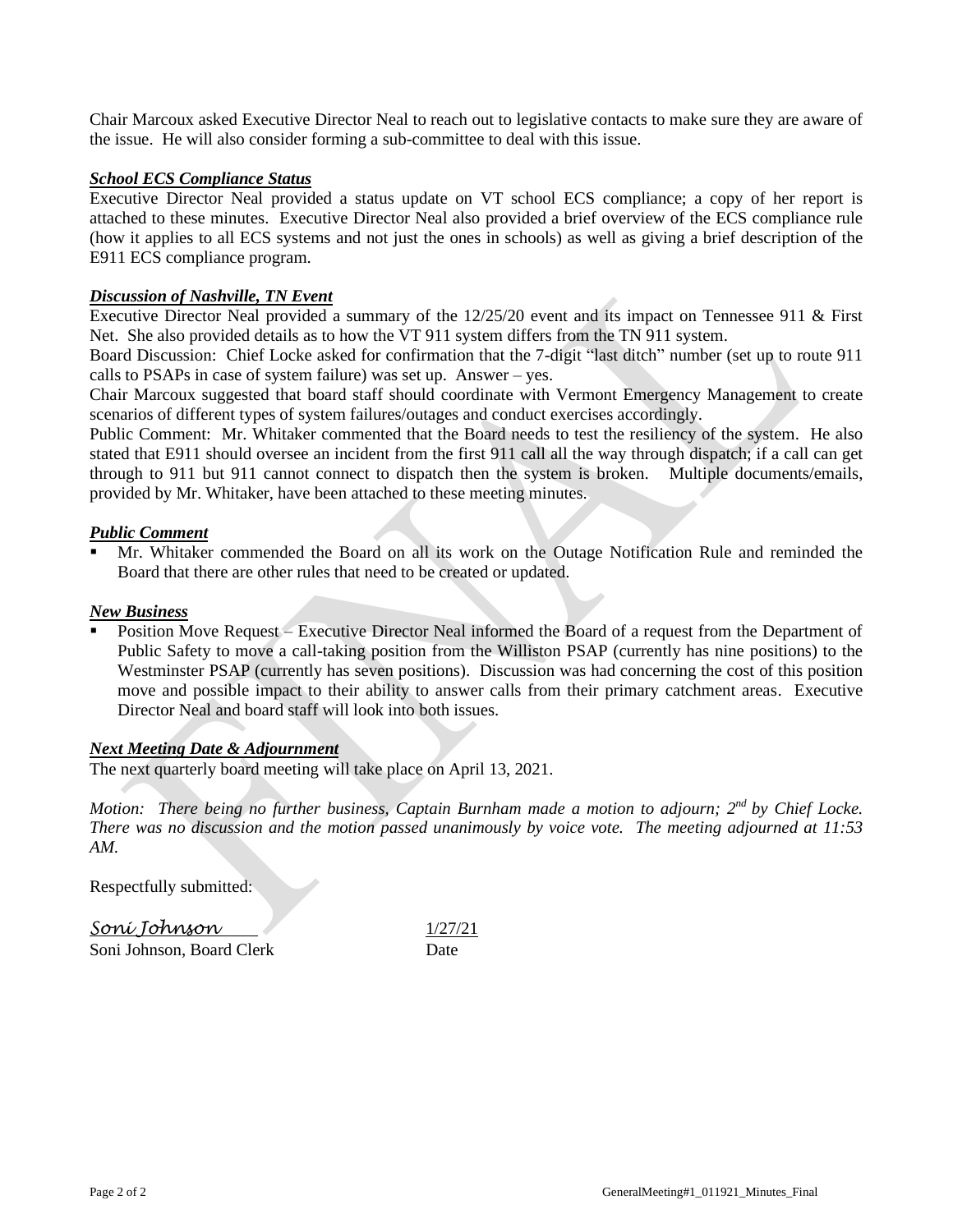Chair Marcoux asked Executive Director Neal to reach out to legislative contacts to make sure they are aware of the issue. He will also consider forming a sub-committee to deal with this issue.

***School ECS Compliance Status***

Executive Director Neal provided a status update on VT school ECS compliance; a copy of her report is attached to these minutes. Executive Director Neal also provided a brief overview of the ECS compliance rule (how it applies to all ECS systems and not just the ones in schools) as well as giving a brief description of the E911 ECS compliance program.

***Discussion of Nashville, TN Event***

Executive Director Neal provided a summary of the 12/25/20 event and its impact on Tennessee 911 & First Net. She also provided details as to how the VT 911 system differs from the TN 911 system.

Board Discussion: Chief Locke asked for confirmation that the 7-digit "last ditch" number (set up to route 911 calls to PSAPs in case of system failure) was set up. Answer – yes.

Chair Marcoux suggested that board staff should coordinate with Vermont Emergency Management to create scenarios of different types of system failures/outages and conduct exercises accordingly.

Public Comment: Mr. Whitaker commented that the Board needs to test the resiliency of the system. He also stated that E911 should oversee an incident from the first 911 call all the way through dispatch; if a call can get through to 911 but 911 cannot connect to dispatch then the system is broken. Multiple documents/emails, provided by Mr. Whitaker, have been attached to these meeting minutes.

***Public Comment***

- Mr. Whitaker commended the Board on all its work on the Outage Notification Rule and reminded the Board that there are other rules that need to be created or updated.

***New Business***

- Position Move Request – Executive Director Neal informed the Board of a request from the Department of Public Safety to move a call-taking position from the Williston PSAP (currently has nine positions) to the Westminster PSAP (currently has seven positions). Discussion was had concerning the cost of this position move and possible impact to their ability to answer calls from their primary catchment areas. Executive Director Neal and board staff will look into both issues.

***Next Meeting Date & Adjournment***

The next quarterly board meeting will take place on April 13, 2021.

*Motion: There being no further business, Captain Burnham made a motion to adjourn; 2nd by Chief Locke. There was no discussion and the motion passed unanimously by voice vote. The meeting adjourned at 11:53 AM.*

Respectfully submitted:

*Soni Johnson* 1/27/21

Soni Johnson, Board Clerk Date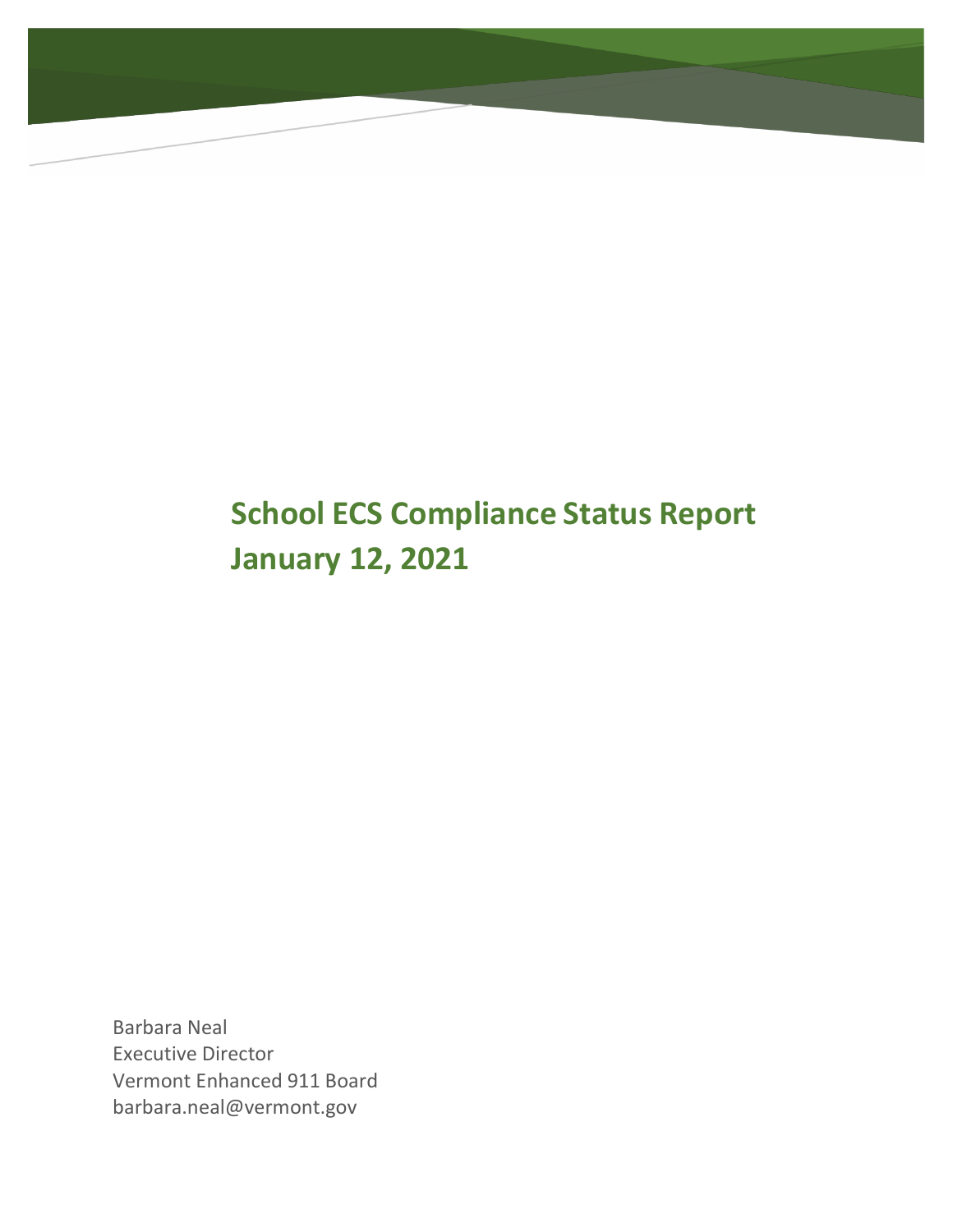# School ECS Compliance Status Report
# January 12, 2021

Barbara Neal
Executive Director
Vermont Enhanced 911 Board
barbara.neal@vermont.gov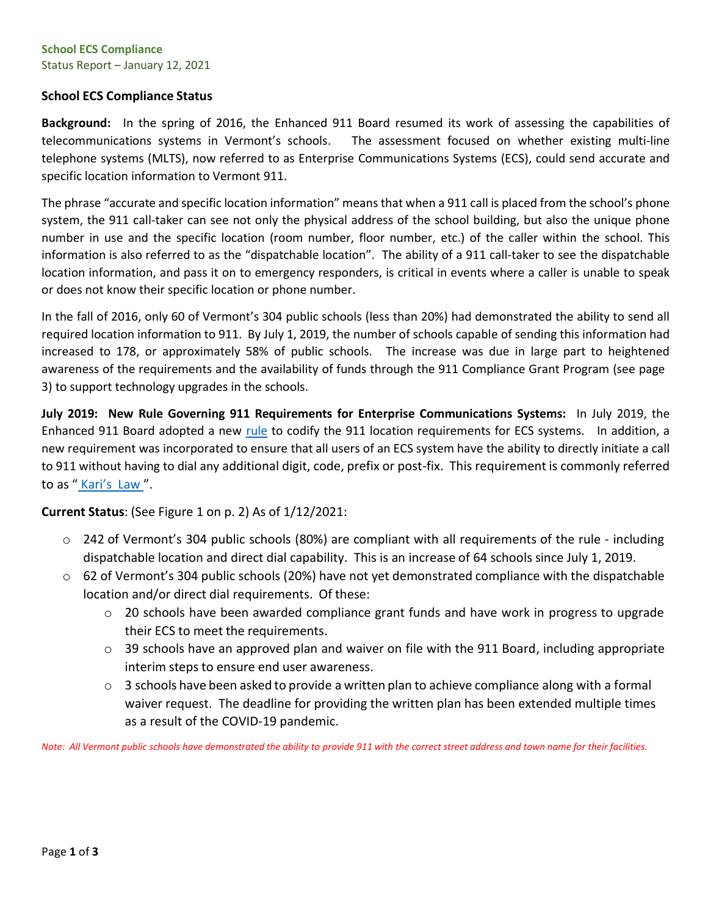**School ECS Compliance**
Status Report – January 12, 2021

## School ECS Compliance Status

**Background:** In the spring of 2016, the Enhanced 911 Board resumed its work of assessing the capabilities of telecommunications systems in Vermont's schools. The assessment focused on whether existing multi-line telephone systems (MLTS), now referred to as Enterprise Communications Systems (ECS), could send accurate and specific location information to Vermont 911.

The phrase "accurate and specific location information" means that when a 911 call is placed from the school's phone system, the 911 call-taker can see not only the physical address of the school building, but also the unique phone number in use and the specific location (room number, floor number, etc.) of the caller within the school. This information is also referred to as the "dispatchable location". The ability of a 911 call-taker to see the dispatchable location information, and pass it on to emergency responders, is critical in events where a caller is unable to speak or does not know their specific location or phone number.

In the fall of 2016, only 60 of Vermont's 304 public schools (less than 20%) had demonstrated the ability to send all required location information to 911. By July 1, 2019, the number of schools capable of sending this information had increased to 178, or approximately 58% of public schools. The increase was due in large part to heightened awareness of the requirements and the availability of funds through the 911 Compliance Grant Program (see page 3) to support technology upgrades in the schools.

**July 2019: New Rule Governing 911 Requirements for Enterprise Communications Systems:** In July 2019, the Enhanced 911 Board adopted a new rule to codify the 911 location requirements for ECS systems. In addition, a new requirement was incorporated to ensure that all users of an ECS system have the ability to directly initiate a call to 911 without having to dial any additional digit, code, prefix or post-fix. This requirement is commonly referred to as "Kari's Law".

**Current Status**: (See Figure 1 on p. 2) As of 1/12/2021:

- 242 of Vermont's 304 public schools (80%) are compliant with all requirements of the rule - including dispatchable location and direct dial capability. This is an increase of 64 schools since July 1, 2019.
- 62 of Vermont's 304 public schools (20%) have not yet demonstrated compliance with the dispatchable location and/or direct dial requirements. Of these:
  - 20 schools have been awarded compliance grant funds and have work in progress to upgrade their ECS to meet the requirements.
  - 39 schools have an approved plan and waiver on file with the 911 Board, including appropriate interim steps to ensure end user awareness.
  - 3 schools have been asked to provide a written plan to achieve compliance along with a formal waiver request. The deadline for providing the written plan has been extended multiple times as a result of the COVID-19 pandemic.

*Note: All Vermont public schools have demonstrated the ability to provide 911 with the correct street address and town name for their facilities.*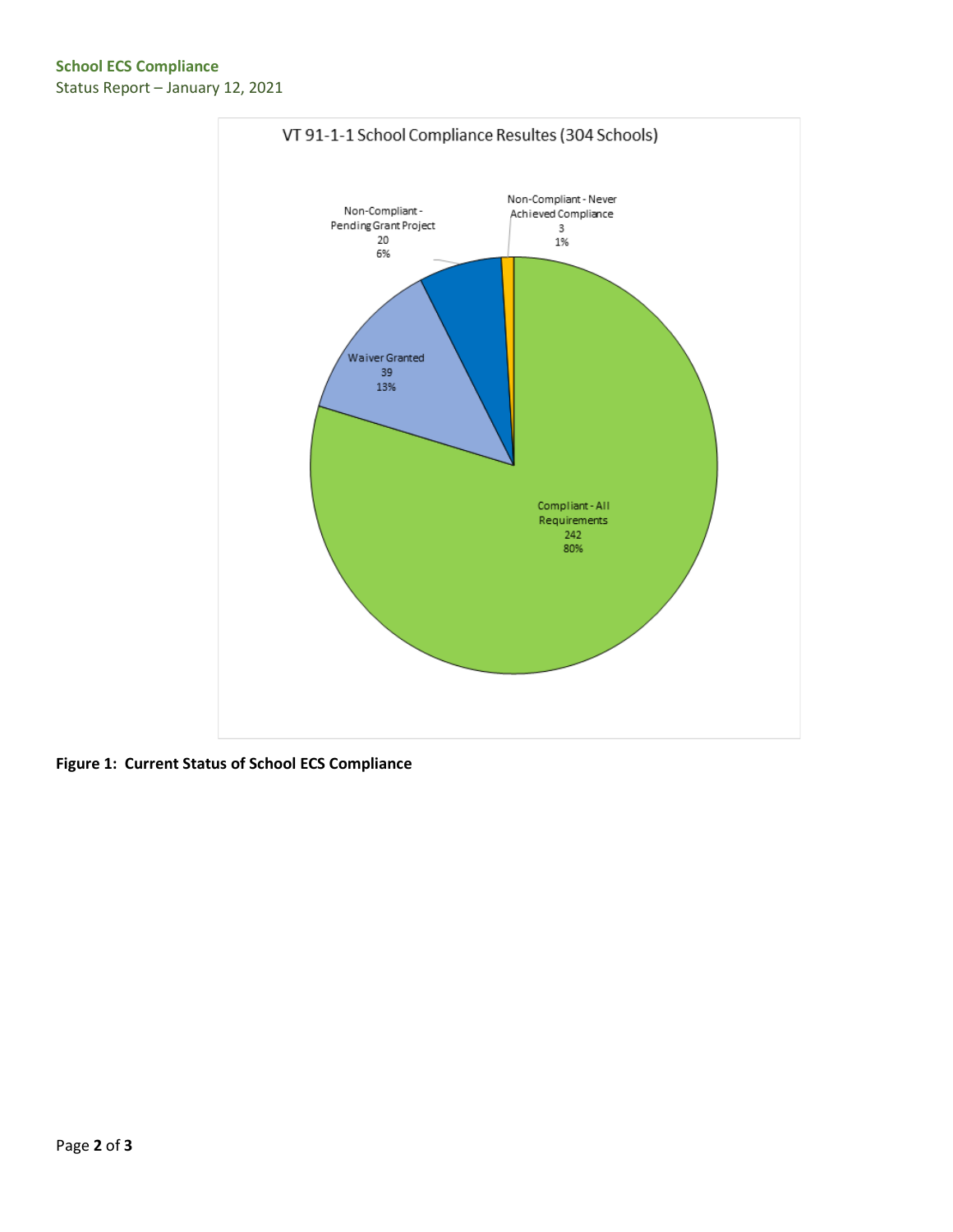VT 91-1-1 School Compliance Resultes (304 Schools)

- Compliant - All Requirements: 242 (80%)
- Waiver Granted: 39 (13%)
- Non-Compliant - Pending Grant Project: 20 (6%)
- Non-Compliant - Never Achieved Compliance: 3 (1%)

**Figure 1: Current Status of School ECS Compliance**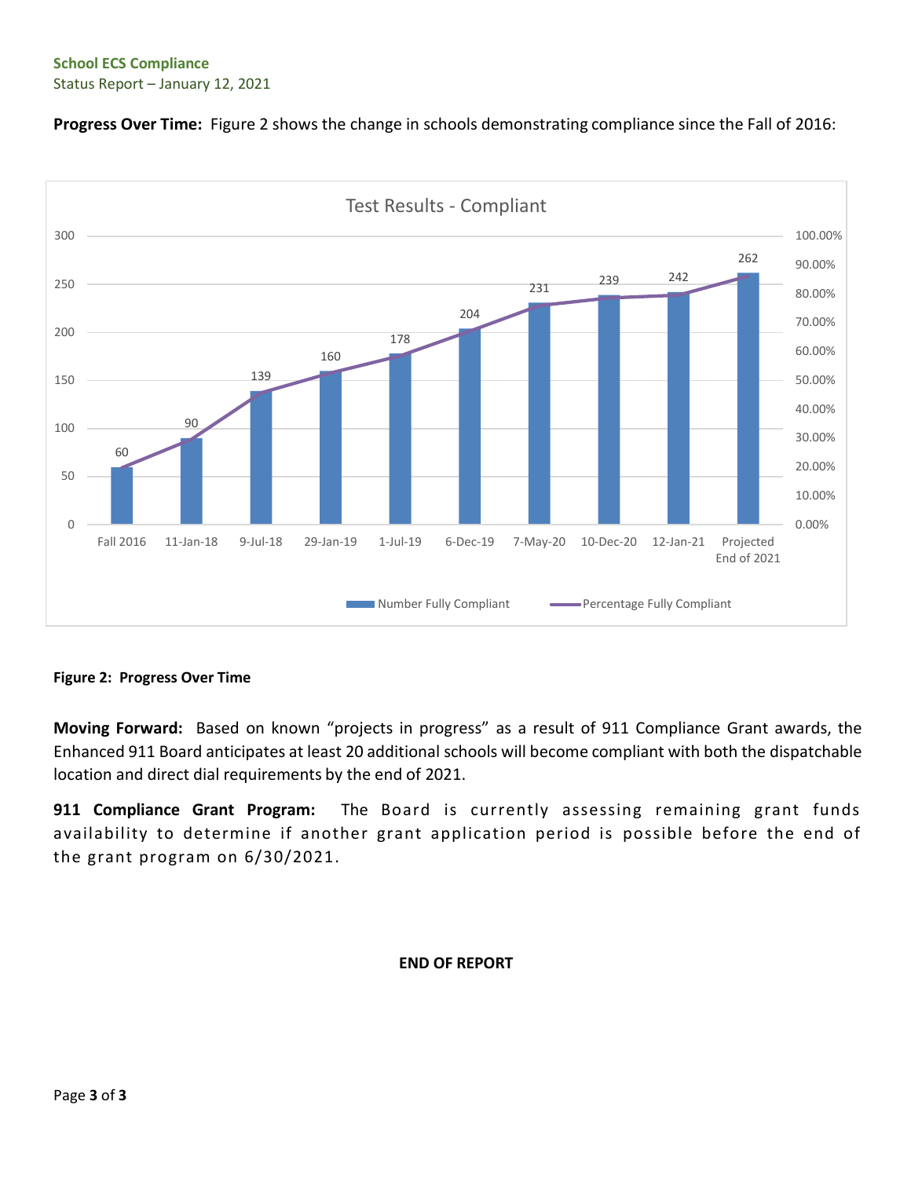**Progress Over Time:** Figure 2 shows the change in schools demonstrating compliance since the Fall of 2016:

**Test Results - Compliant**

| Date | Number Fully Compliant |
|---|---|
| Fall 2016 | 60 |
| 11-Jan-18 | 90 |
| 9-Jul-18 | 139 |
| 29-Jan-19 | 160 |
| 1-Jul-19 | 178 |
| 6-Dec-19 | 204 |
| 7-May-20 | 231 |
| 10-Dec-20 | 239 |
| 12-Jan-21 | 242 |
| Projected End of 2021 | 262 |

Legend: Number Fully Compliant (bars); Percentage Fully Compliant (line)

**Figure 2: Progress Over Time**

**Moving Forward:** Based on known "projects in progress" as a result of 911 Compliance Grant awards, the Enhanced 911 Board anticipates at least 20 additional schools will become compliant with both the dispatchable location and direct dial requirements by the end of 2021.

**911 Compliance Grant Program:** The Board is currently assessing remaining grant funds availability to determine if another grant application period is possible before the end of the grant program on 6/30/2021.

**END OF REPORT**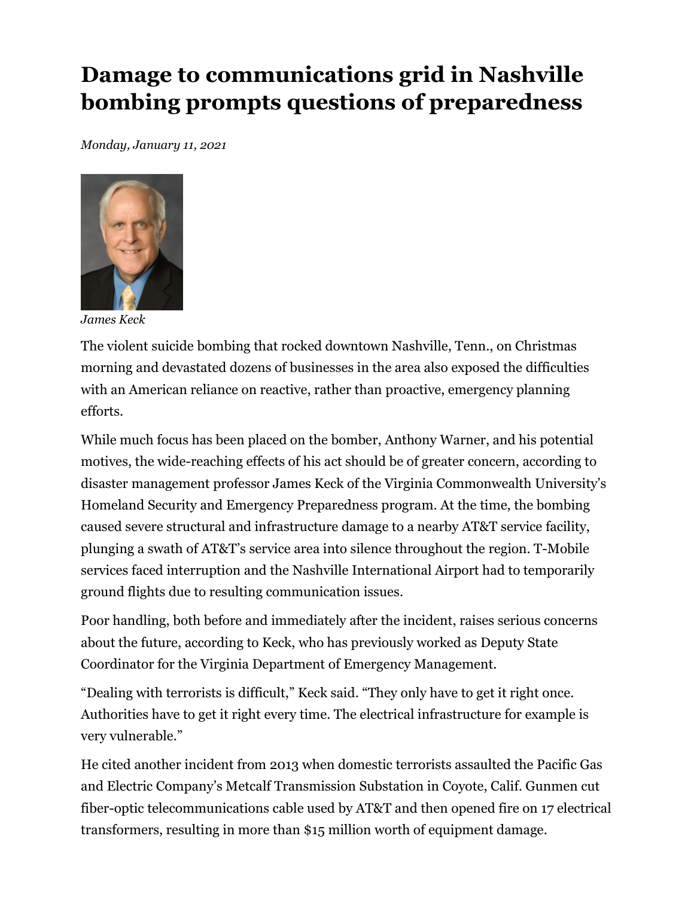# Damage to communications grid in Nashville bombing prompts questions of preparedness

*Monday, January 11, 2021*

*James Keck*

The violent suicide bombing that rocked downtown Nashville, Tenn., on Christmas morning and devastated dozens of businesses in the area also exposed the difficulties with an American reliance on reactive, rather than proactive, emergency planning efforts.

While much focus has been placed on the bomber, Anthony Warner, and his potential motives, the wide-reaching effects of his act should be of greater concern, according to disaster management professor James Keck of the Virginia Commonwealth University's Homeland Security and Emergency Preparedness program. At the time, the bombing caused severe structural and infrastructure damage to a nearby AT&T service facility, plunging a swath of AT&T's service area into silence throughout the region. T-Mobile services faced interruption and the Nashville International Airport had to temporarily ground flights due to resulting communication issues.

Poor handling, both before and immediately after the incident, raises serious concerns about the future, according to Keck, who has previously worked as Deputy State Coordinator for the Virginia Department of Emergency Management.

"Dealing with terrorists is difficult," Keck said. "They only have to get it right once. Authorities have to get it right every time. The electrical infrastructure for example is very vulnerable."

He cited another incident from 2013 when domestic terrorists assaulted the Pacific Gas and Electric Company's Metcalf Transmission Substation in Coyote, Calif. Gunmen cut fiber-optic telecommunications cable used by AT&T and then opened fire on 17 electrical transformers, resulting in more than $15 million worth of equipment damage.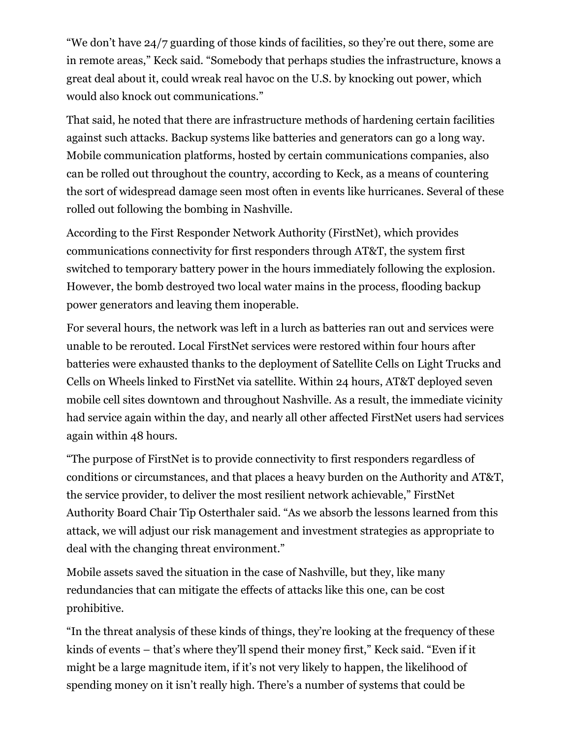“We don’t have 24/7 guarding of those kinds of facilities, so they’re out there, some are in remote areas,” Keck said. “Somebody that perhaps studies the infrastructure, knows a great deal about it, could wreak real havoc on the U.S. by knocking out power, which would also knock out communications.”

That said, he noted that there are infrastructure methods of hardening certain facilities against such attacks. Backup systems like batteries and generators can go a long way. Mobile communication platforms, hosted by certain communications companies, also can be rolled out throughout the country, according to Keck, as a means of countering the sort of widespread damage seen most often in events like hurricanes. Several of these rolled out following the bombing in Nashville.

According to the First Responder Network Authority (FirstNet), which provides communications connectivity for first responders through AT&T, the system first switched to temporary battery power in the hours immediately following the explosion. However, the bomb destroyed two local water mains in the process, flooding backup power generators and leaving them inoperable.

For several hours, the network was left in a lurch as batteries ran out and services were unable to be rerouted. Local FirstNet services were restored within four hours after batteries were exhausted thanks to the deployment of Satellite Cells on Light Trucks and Cells on Wheels linked to FirstNet via satellite. Within 24 hours, AT&T deployed seven mobile cell sites downtown and throughout Nashville. As a result, the immediate vicinity had service again within the day, and nearly all other affected FirstNet users had services again within 48 hours.

“The purpose of FirstNet is to provide connectivity to first responders regardless of conditions or circumstances, and that places a heavy burden on the Authority and AT&T, the service provider, to deliver the most resilient network achievable,” FirstNet Authority Board Chair Tip Osterthaler said. “As we absorb the lessons learned from this attack, we will adjust our risk management and investment strategies as appropriate to deal with the changing threat environment.”

Mobile assets saved the situation in the case of Nashville, but they, like many redundancies that can mitigate the effects of attacks like this one, can be cost prohibitive.

“In the threat analysis of these kinds of things, they’re looking at the frequency of these kinds of events – that’s where they’ll spend their money first,” Keck said. “Even if it might be a large magnitude item, if it’s not very likely to happen, the likelihood of spending money on it isn’t really high. There’s a number of systems that could be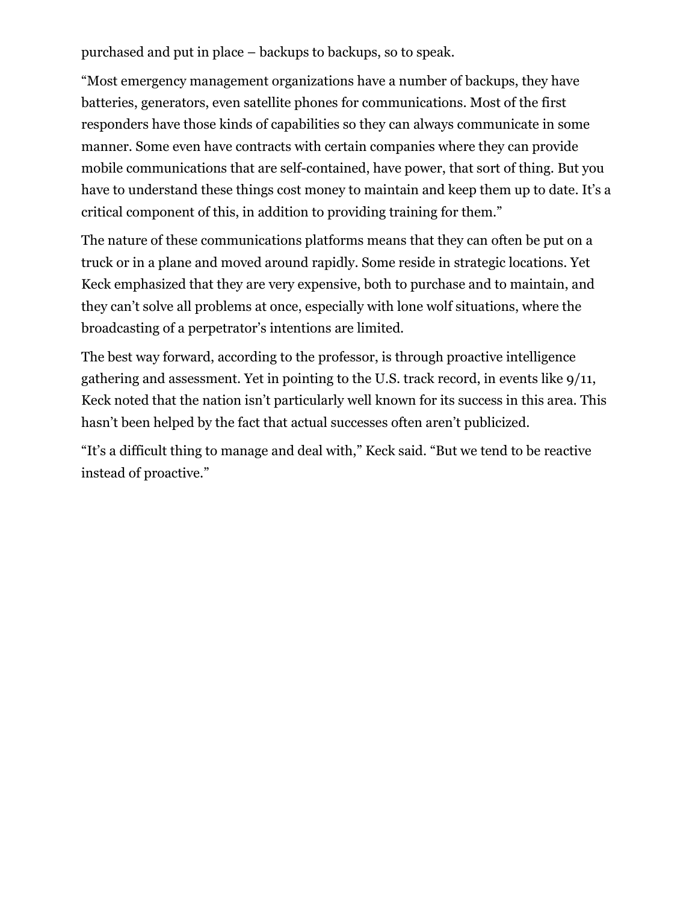purchased and put in place – backups to backups, so to speak.

"Most emergency management organizations have a number of backups, they have batteries, generators, even satellite phones for communications. Most of the first responders have those kinds of capabilities so they can always communicate in some manner. Some even have contracts with certain companies where they can provide mobile communications that are self-contained, have power, that sort of thing. But you have to understand these things cost money to maintain and keep them up to date. It's a critical component of this, in addition to providing training for them."

The nature of these communications platforms means that they can often be put on a truck or in a plane and moved around rapidly. Some reside in strategic locations. Yet Keck emphasized that they are very expensive, both to purchase and to maintain, and they can't solve all problems at once, especially with lone wolf situations, where the broadcasting of a perpetrator's intentions are limited.

The best way forward, according to the professor, is through proactive intelligence gathering and assessment. Yet in pointing to the U.S. track record, in events like 9/11, Keck noted that the nation isn't particularly well known for its success in this area. This hasn't been helped by the fact that actual successes often aren't publicized.

"It's a difficult thing to manage and deal with," Keck said. "But we tend to be reactive instead of proactive."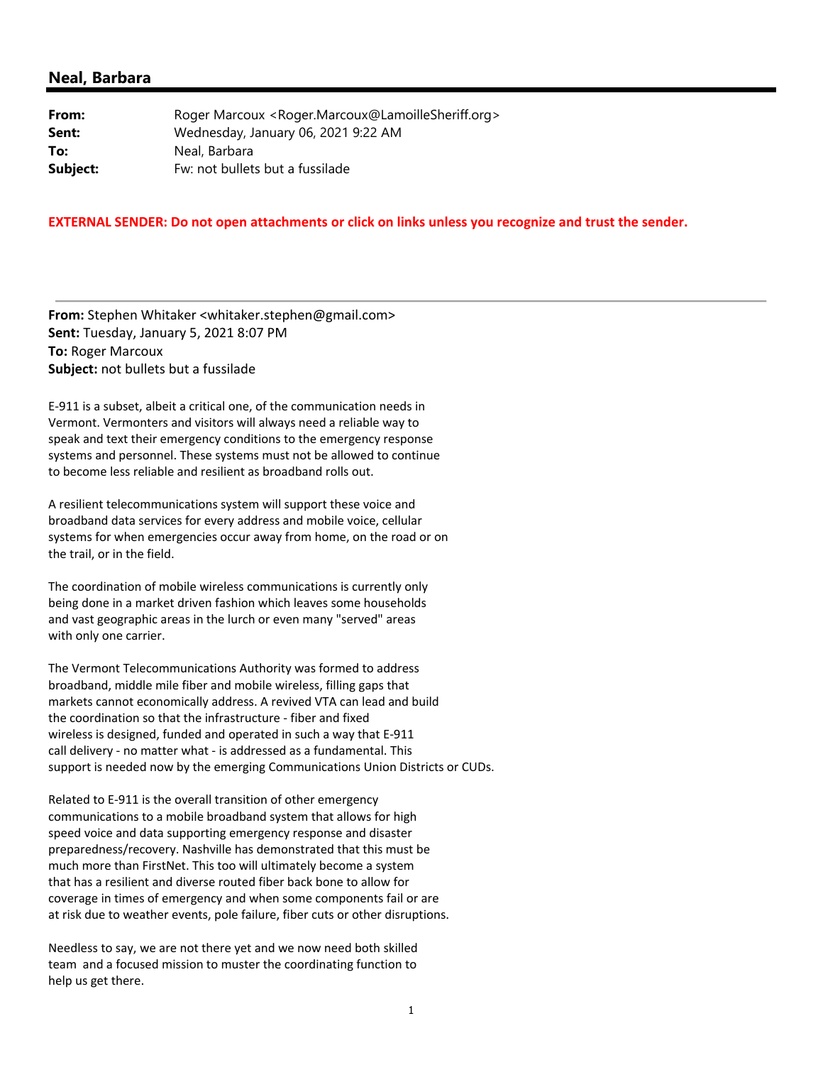## Neal, Barbara

**From:** Roger Marcoux <Roger.Marcoux@LamoilleSheriff.org>
**Sent:** Wednesday, January 06, 2021 9:22 AM
**To:** Neal, Barbara
**Subject:** Fw: not bullets but a fussilade

**EXTERNAL SENDER: Do not open attachments or click on links unless you recognize and trust the sender.**

---

**From:** Stephen Whitaker <whitaker.stephen@gmail.com>
**Sent:** Tuesday, January 5, 2021 8:07 PM
**To:** Roger Marcoux
**Subject:** not bullets but a fussilade

E-911 is a subset, albeit a critical one, of the communication needs in Vermont. Vermonters and visitors will always need a reliable way to speak and text their emergency conditions to the emergency response systems and personnel. These systems must not be allowed to continue to become less reliable and resilient as broadband rolls out.

A resilient telecommunications system will support these voice and broadband data services for every address and mobile voice, cellular systems for when emergencies occur away from home, on the road or on the trail, or in the field.

The coordination of mobile wireless communications is currently only being done in a market driven fashion which leaves some households and vast geographic areas in the lurch or even many "served" areas with only one carrier.

The Vermont Telecommunications Authority was formed to address broadband, middle mile fiber and mobile wireless, filling gaps that markets cannot economically address. A revived VTA can lead and build the coordination so that the infrastructure - fiber and fixed wireless is designed, funded and operated in such a way that E-911 call delivery - no matter what - is addressed as a fundamental. This support is needed now by the emerging Communications Union Districts or CUDs.

Related to E-911 is the overall transition of other emergency communications to a mobile broadband system that allows for high speed voice and data supporting emergency response and disaster preparedness/recovery. Nashville has demonstrated that this must be much more than FirstNet. This too will ultimately become a system that has a resilient and diverse routed fiber back bone to allow for coverage in times of emergency and when some components fail or are at risk due to weather events, pole failure, fiber cuts or other disruptions.

Needless to say, we are not there yet and we now need both skilled team and a focused mission to muster the coordinating function to help us get there.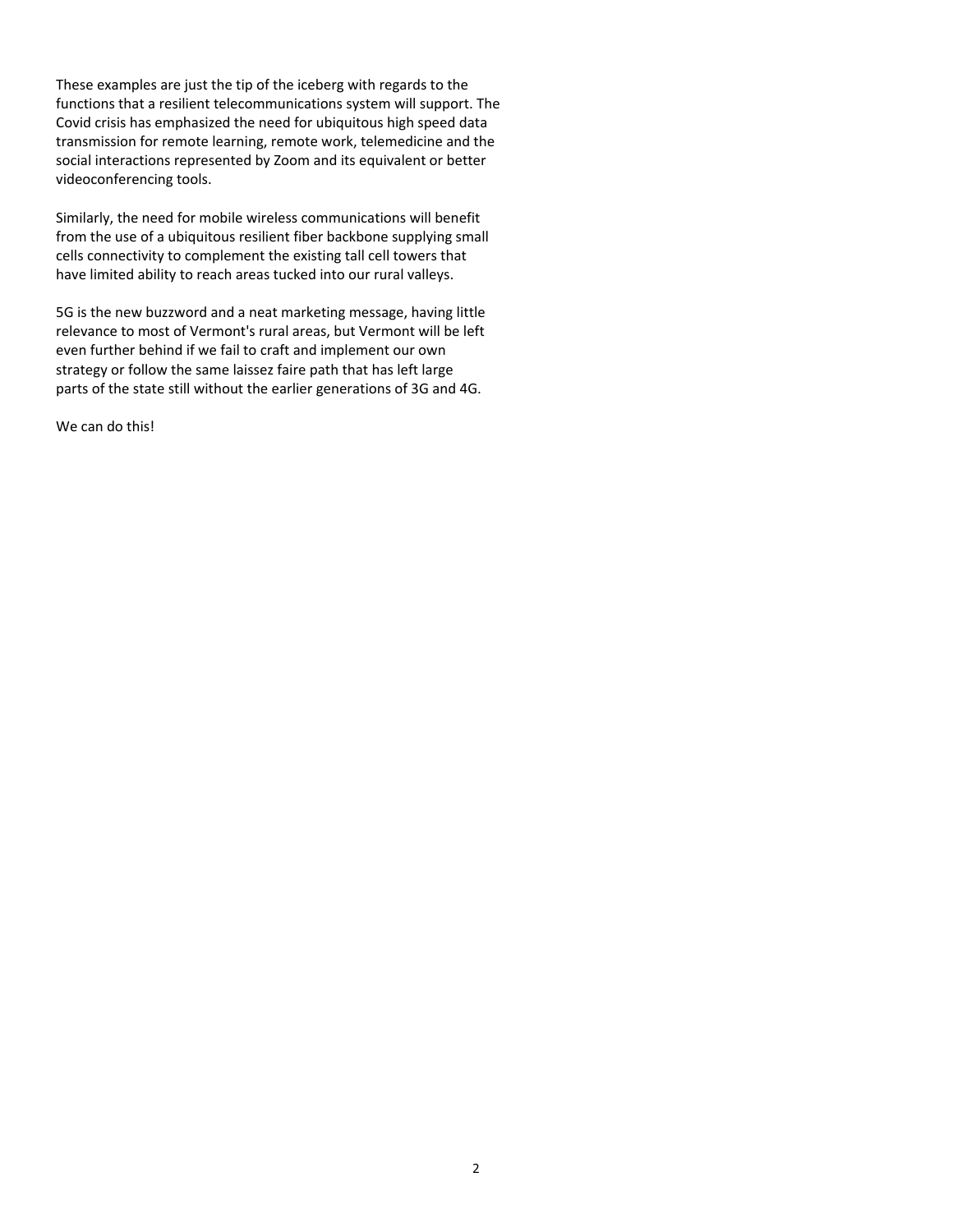These examples are just the tip of the iceberg with regards to the functions that a resilient telecommunications system will support. The Covid crisis has emphasized the need for ubiquitous high speed data transmission for remote learning, remote work, telemedicine and the social interactions represented by Zoom and its equivalent or better videoconferencing tools.

Similarly, the need for mobile wireless communications will benefit from the use of a ubiquitous resilient fiber backbone supplying small cells connectivity to complement the existing tall cell towers that have limited ability to reach areas tucked into our rural valleys.

5G is the new buzzword and a neat marketing message, having little relevance to most of Vermont's rural areas, but Vermont will be left even further behind if we fail to craft and implement our own strategy or follow the same laissez faire path that has left large parts of the state still without the earlier generations of 3G and 4G.

We can do this!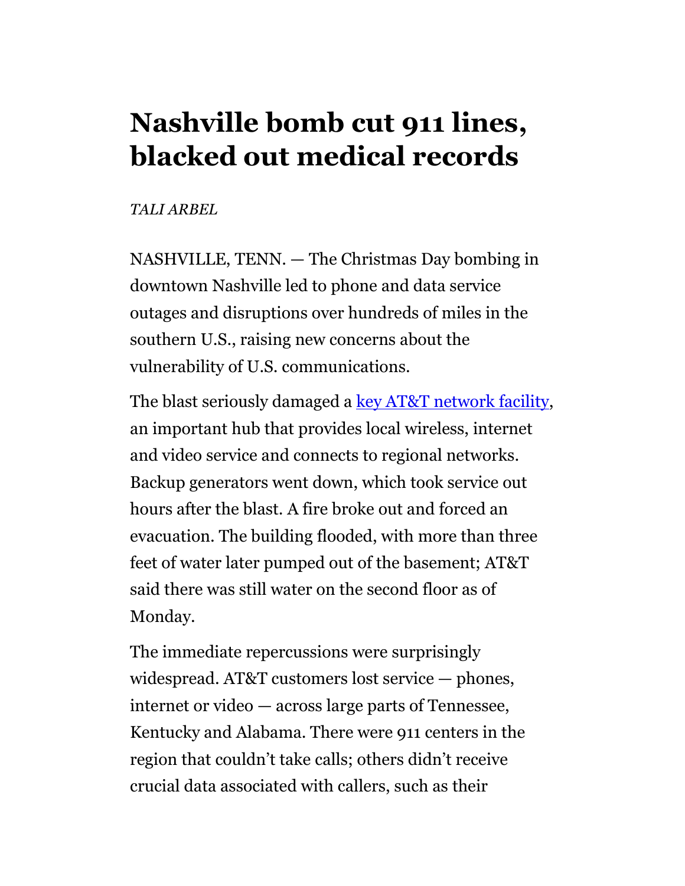# Nashville bomb cut 911 lines, blacked out medical records

*TALI ARBEL*

NASHVILLE, TENN. — The Christmas Day bombing in downtown Nashville led to phone and data service outages and disruptions over hundreds of miles in the southern U.S., raising new concerns about the vulnerability of U.S. communications.

The blast seriously damaged a key AT&T network facility, an important hub that provides local wireless, internet and video service and connects to regional networks. Backup generators went down, which took service out hours after the blast. A fire broke out and forced an evacuation. The building flooded, with more than three feet of water later pumped out of the basement; AT&T said there was still water on the second floor as of Monday.

The immediate repercussions were surprisingly widespread. AT&T customers lost service — phones, internet or video — across large parts of Tennessee, Kentucky and Alabama. There were 911 centers in the region that couldn't take calls; others didn't receive crucial data associated with callers, such as their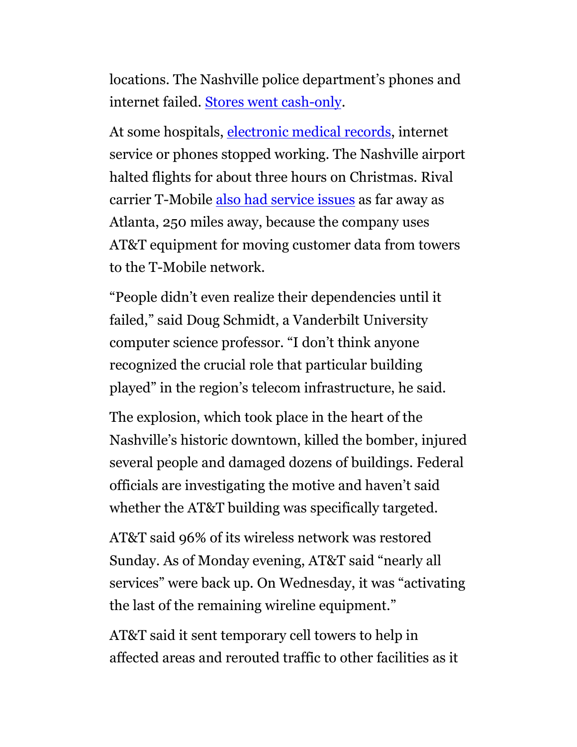locations. The Nashville police department's phones and internet failed. Stores went cash-only.

At some hospitals, electronic medical records, internet service or phones stopped working. The Nashville airport halted flights for about three hours on Christmas. Rival carrier T-Mobile also had service issues as far away as Atlanta, 250 miles away, because the company uses AT&T equipment for moving customer data from towers to the T-Mobile network.

"People didn't even realize their dependencies until it failed," said Doug Schmidt, a Vanderbilt University computer science professor. "I don't think anyone recognized the crucial role that particular building played" in the region's telecom infrastructure, he said.

The explosion, which took place in the heart of the Nashville's historic downtown, killed the bomber, injured several people and damaged dozens of buildings. Federal officials are investigating the motive and haven't said whether the AT&T building was specifically targeted.

AT&T said 96% of its wireless network was restored Sunday. As of Monday evening, AT&T said "nearly all services" were back up. On Wednesday, it was "activating the last of the remaining wireline equipment."

AT&T said it sent temporary cell towers to help in affected areas and rerouted traffic to other facilities as it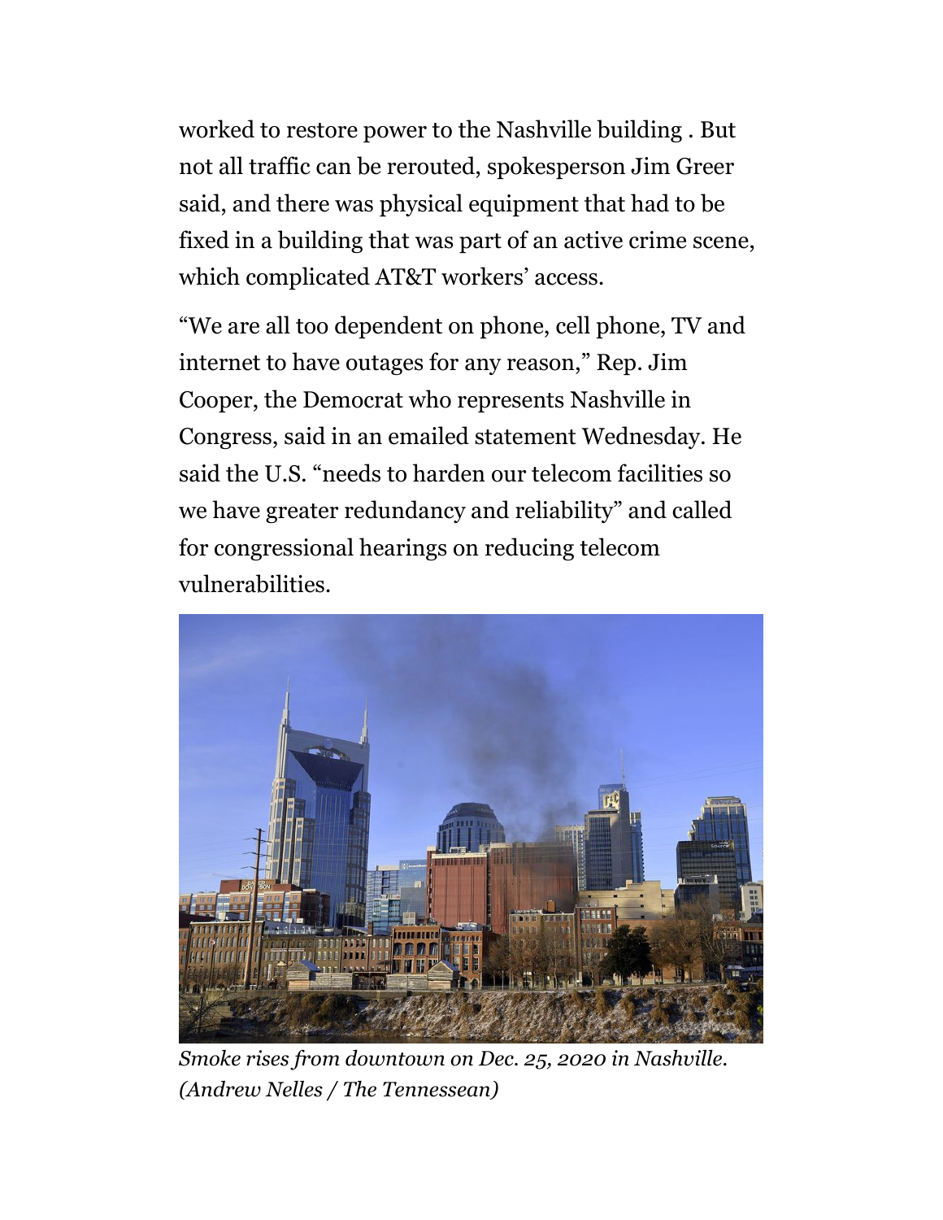worked to restore power to the Nashville building . But not all traffic can be rerouted, spokesperson Jim Greer said, and there was physical equipment that had to be fixed in a building that was part of an active crime scene, which complicated AT&T workers' access.

"We are all too dependent on phone, cell phone, TV and internet to have outages for any reason," Rep. Jim Cooper, the Democrat who represents Nashville in Congress, said in an emailed statement Wednesday. He said the U.S. "needs to harden our telecom facilities so we have greater redundancy and reliability" and called for congressional hearings on reducing telecom vulnerabilities.

*Smoke rises from downtown on Dec. 25, 2020 in Nashville. (Andrew Nelles / The Tennessean)*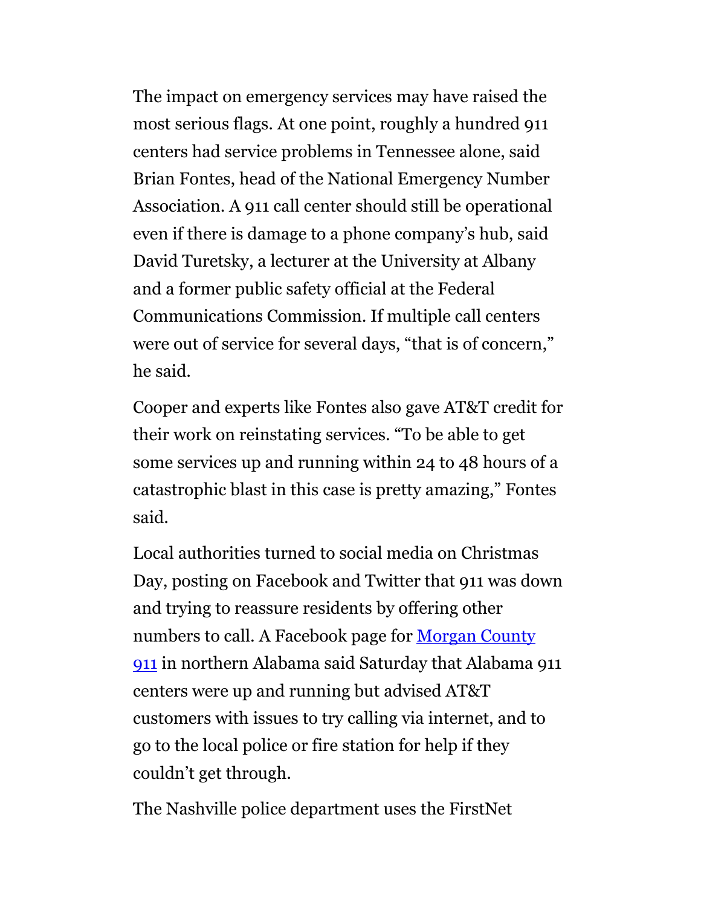The impact on emergency services may have raised the most serious flags. At one point, roughly a hundred 911 centers had service problems in Tennessee alone, said Brian Fontes, head of the National Emergency Number Association. A 911 call center should still be operational even if there is damage to a phone company's hub, said David Turetsky, a lecturer at the University at Albany and a former public safety official at the Federal Communications Commission. If multiple call centers were out of service for several days, "that is of concern," he said.

Cooper and experts like Fontes also gave AT&T credit for their work on reinstating services. "To be able to get some services up and running within 24 to 48 hours of a catastrophic blast in this case is pretty amazing," Fontes said.

Local authorities turned to social media on Christmas Day, posting on Facebook and Twitter that 911 was down and trying to reassure residents by offering other numbers to call. A Facebook page for [Morgan County 911] in northern Alabama said Saturday that Alabama 911 centers were up and running but advised AT&T customers with issues to try calling via internet, and to go to the local police or fire station for help if they couldn't get through.

The Nashville police department uses the FirstNet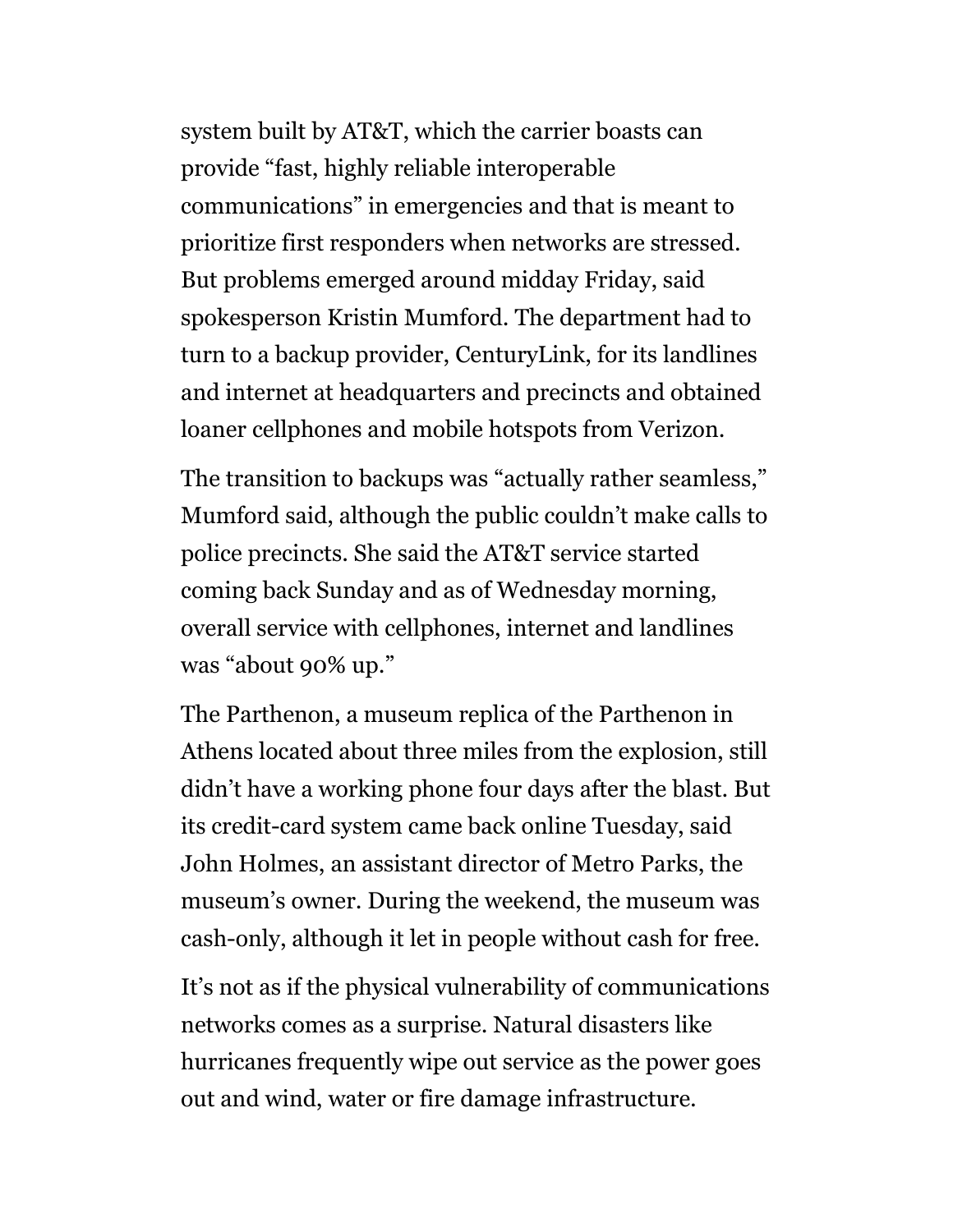system built by AT&T, which the carrier boasts can provide "fast, highly reliable interoperable communications" in emergencies and that is meant to prioritize first responders when networks are stressed. But problems emerged around midday Friday, said spokesperson Kristin Mumford. The department had to turn to a backup provider, CenturyLink, for its landlines and internet at headquarters and precincts and obtained loaner cellphones and mobile hotspots from Verizon.

The transition to backups was "actually rather seamless," Mumford said, although the public couldn't make calls to police precincts. She said the AT&T service started coming back Sunday and as of Wednesday morning, overall service with cellphones, internet and landlines was "about 90% up."

The Parthenon, a museum replica of the Parthenon in Athens located about three miles from the explosion, still didn't have a working phone four days after the blast. But its credit-card system came back online Tuesday, said John Holmes, an assistant director of Metro Parks, the museum's owner. During the weekend, the museum was cash-only, although it let in people without cash for free.

It's not as if the physical vulnerability of communications networks comes as a surprise. Natural disasters like hurricanes frequently wipe out service as the power goes out and wind, water or fire damage infrastructure.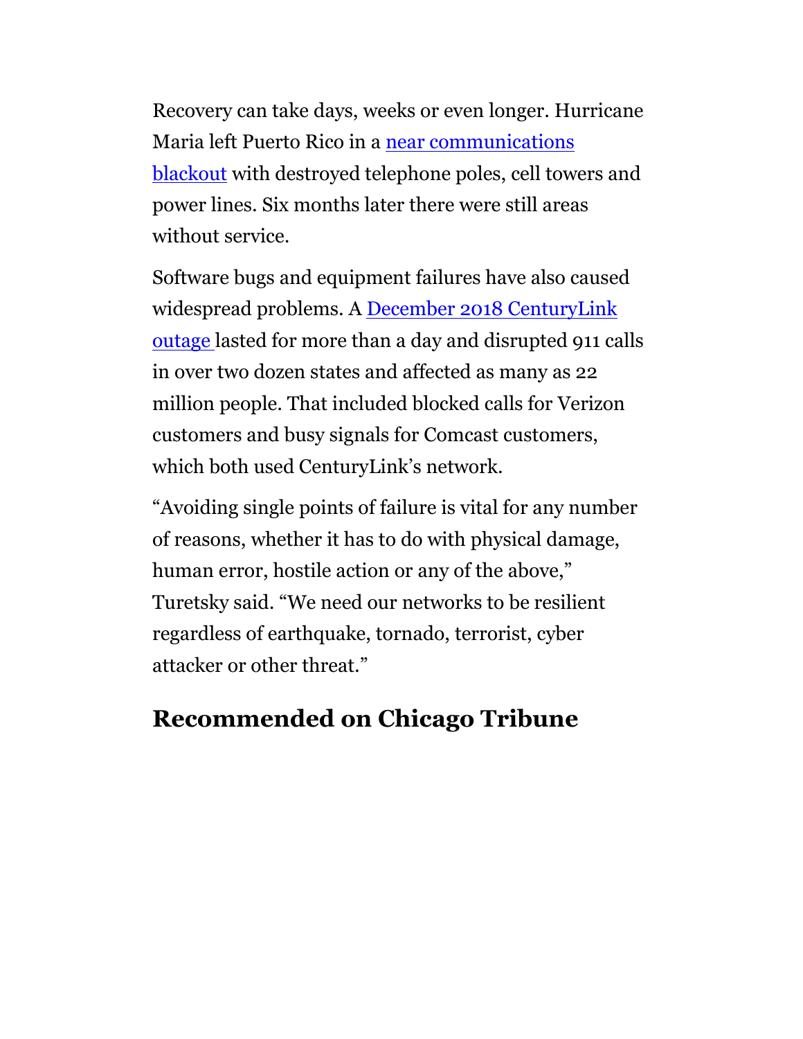Recovery can take days, weeks or even longer. Hurricane Maria left Puerto Rico in a near communications blackout with destroyed telephone poles, cell towers and power lines. Six months later there were still areas without service.

Software bugs and equipment failures have also caused widespread problems. A December 2018 CenturyLink outage lasted for more than a day and disrupted 911 calls in over two dozen states and affected as many as 22 million people. That included blocked calls for Verizon customers and busy signals for Comcast customers, which both used CenturyLink's network.

"Avoiding single points of failure is vital for any number of reasons, whether it has to do with physical damage, human error, hostile action or any of the above," Turetsky said. "We need our networks to be resilient regardless of earthquake, tornado, terrorist, cyber attacker or other threat."

## Recommended on Chicago Tribune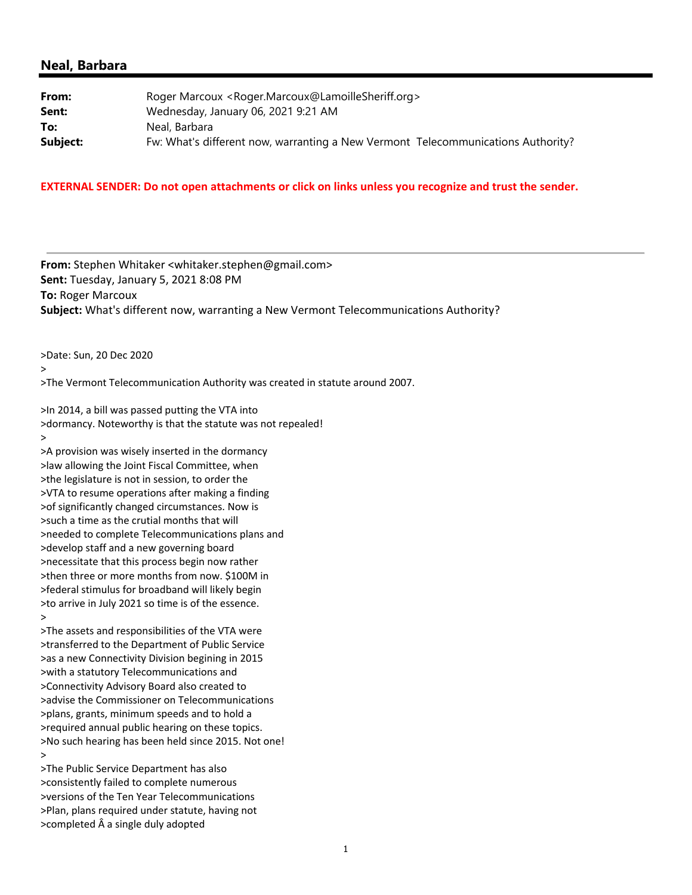## Neal, Barbara

**From:** Roger Marcoux <Roger.Marcoux@LamoilleSheriff.org>
**Sent:** Wednesday, January 06, 2021 9:21 AM
**To:** Neal, Barbara
**Subject:** Fw: What's different now, warranting a New Vermont Telecommunications Authority?

**EXTERNAL SENDER: Do not open attachments or click on links unless you recognize and trust the sender.**

---

**From:** Stephen Whitaker <whitaker.stephen@gmail.com>
**Sent:** Tuesday, January 5, 2021 8:08 PM
**To:** Roger Marcoux
**Subject:** What's different now, warranting a New Vermont Telecommunications Authority?

>Date: Sun, 20 Dec 2020
>
>The Vermont Telecommunication Authority was created in statute around 2007.

>In 2014, a bill was passed putting the VTA into
>dormancy. Noteworthy is that the statute was not repealed!
>
>A provision was wisely inserted in the dormancy
>law allowing the Joint Fiscal Committee, when
>the legislature is not in session, to order the
>VTA to resume operations after making a finding
>of significantly changed circumstances. Now is
>such a time as the crutial months that will
>needed to complete Telecommunications plans and
>develop staff and a new governing board
>necessitate that this process begin now rather
>then three or more months from now. $100M in
>federal stimulus for broadband will likely begin
>to arrive in July 2021 so time is of the essence.
>
>The assets and responsibilities of the VTA were
>transferred to the Department of Public Service
>as a new Connectivity Division begining in 2015
>with a statutory Telecommunications and
>Connectivity Advisory Board also created to
>advise the Commissioner on Telecommunications
>plans, grants, minimum speeds and to hold a
>required annual public hearing on these topics.
>No such hearing has been held since 2015. Not one!
>
>The Public Service Department has also
>consistently failed to complete numerous
>versions of the Ten Year Telecommunications
>Plan, plans required under statute, having not
>completed Â a single duly adopted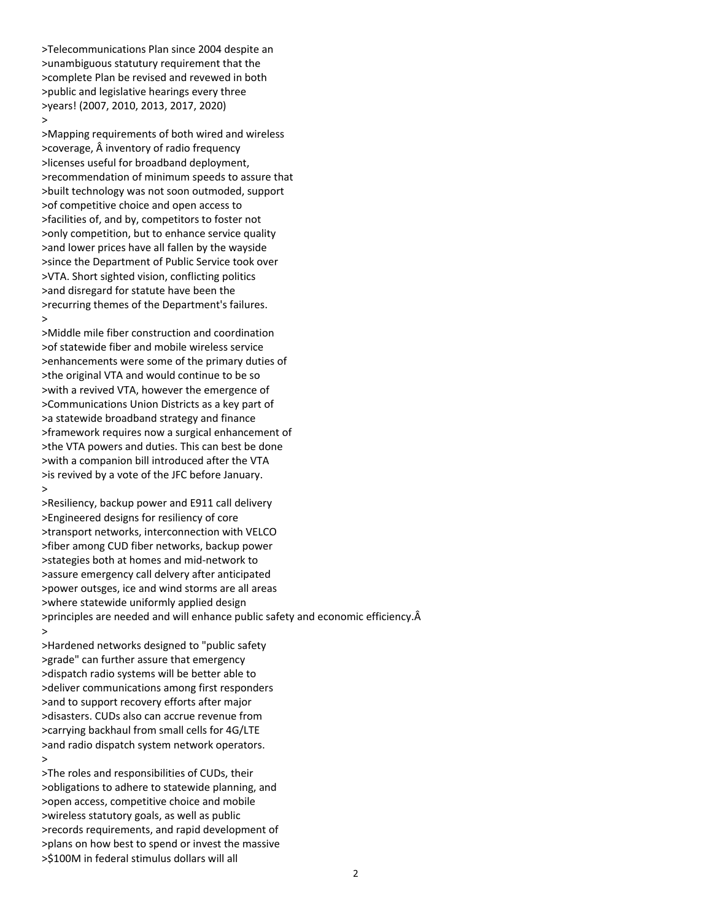>Telecommunications Plan since 2004 despite an
>unambiguous statutory requirement that the
>complete Plan be revised and revewed in both
>public and legislative hearings every three
>years! (2007, 2010, 2013, 2017, 2020)
>
>Mapping requirements of both wired and wireless
>coverage, Â inventory of radio frequency
>licenses useful for broadband deployment,
>recommendation of minimum speeds to assure that
>built technology was not soon outmoded, support
>of competitive choice and open access to
>facilities of, and by, competitors to foster not
>only competition, but to enhance service quality
>and lower prices have all fallen by the wayside
>since the Department of Public Service took over
>VTA. Short sighted vision, conflicting politics
>and disregard for statute have been the
>recurring themes of the Department's failures.
>
>Middle mile fiber construction and coordination
>of statewide fiber and mobile wireless service
>enhancements were some of the primary duties of
>the original VTA and would continue to be so
>with a revived VTA, however the emergence of
>Communications Union Districts as a key part of
>a statewide broadband strategy and finance
>framework requires now a surgical enhancement of
>the VTA powers and duties. This can best be done
>with a companion bill introduced after the VTA
>is revived by a vote of the JFC before January.
>
>Resiliency, backup power and E911 call delivery
>Engineered designs for resiliency of core
>transport networks, interconnection with VELCO
>fiber among CUD fiber networks, backup power
>stategies both at homes and mid-network to
>assure emergency call delvery after anticipated
>power outsges, ice and wind storms are all areas
>where statewide uniformly applied design
>principles are needed and will enhance public safety and economic efficiency.Â
>
>Hardened networks designed to "public safety
>grade" can further assure that emergency
>dispatch radio systems will be better able to
>deliver communications among first responders
>and to support recovery efforts after major
>disasters. CUDs also can accrue revenue from
>carrying backhaul from small cells for 4G/LTE
>and radio dispatch system network operators.
>
>The roles and responsibilities of CUDs, their
>obligations to adhere to statewide planning, and
>open access, competitive choice and mobile
>wireless statutory goals, as well as public
>records requirements, and rapid development of
>plans on how best to spend or invest the massive
>$100M in federal stimulus dollars will all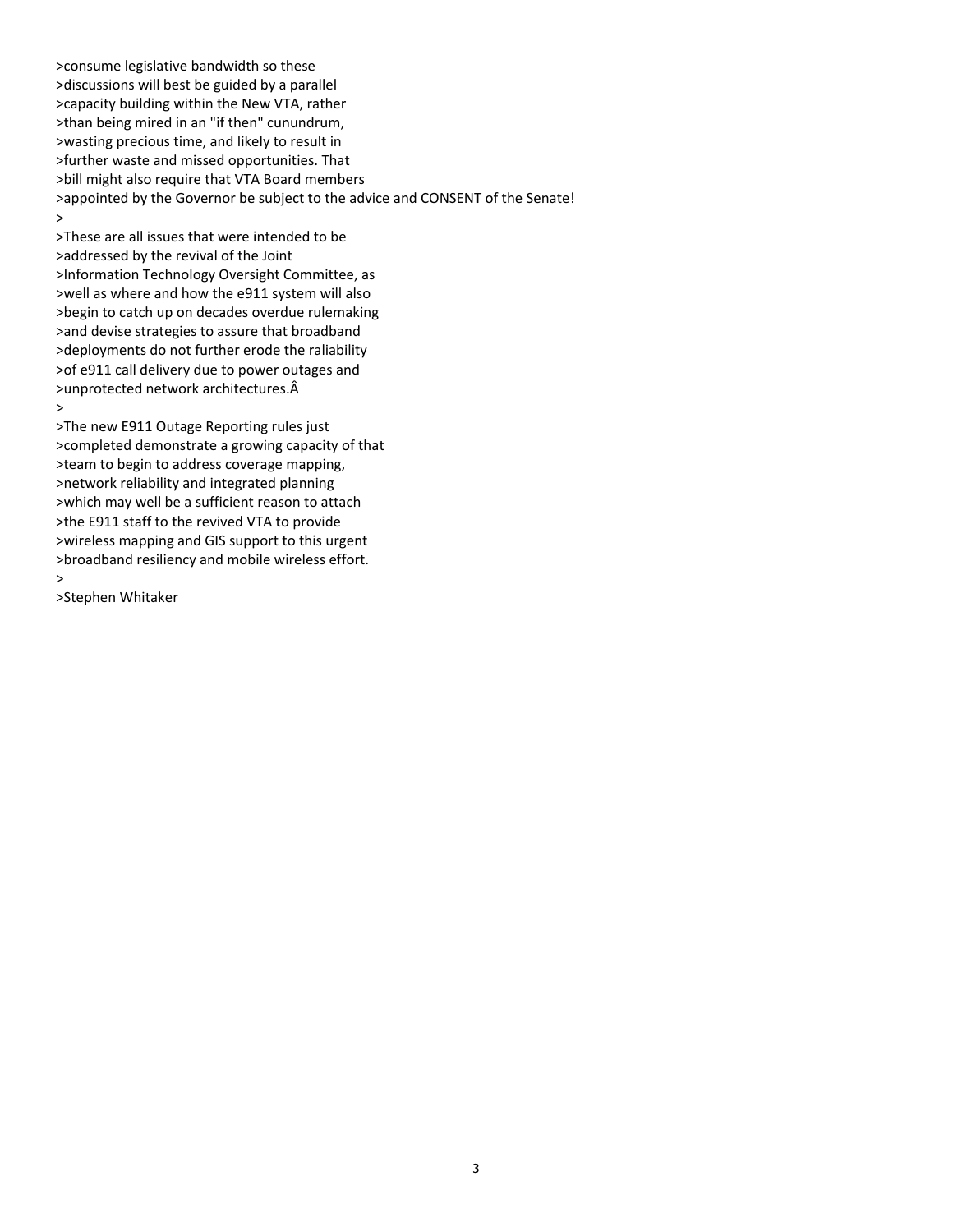>consume legislative bandwidth so these
>discussions will best be guided by a parallel
>capacity building within the New VTA, rather
>than being mired in an "if then" cunundrum,
>wasting precious time, and likely to result in
>further waste and missed opportunities. That
>bill might also require that VTA Board members
>appointed by the Governor be subject to the advice and CONSENT of the Senate!
>
>These are all issues that were intended to be
>addressed by the revival of the Joint
>Information Technology Oversight Committee, as
>well as where and how the e911 system will also
>begin to catch up on decades overdue rulemaking
>and devise strategies to assure that broadband
>deployments do not further erode the raliability
>of e911 call delivery due to power outages and
>unprotected network architectures.Â
>
>The new E911 Outage Reporting rules just
>completed demonstrate a growing capacity of that
>team to begin to address coverage mapping,
>network reliability and integrated planning
>which may well be a sufficient reason to attach
>the E911 staff to the revived VTA to provide
>wireless mapping and GIS support to this urgent
>broadband resiliency and mobile wireless effort.
>
>Stephen Whitaker